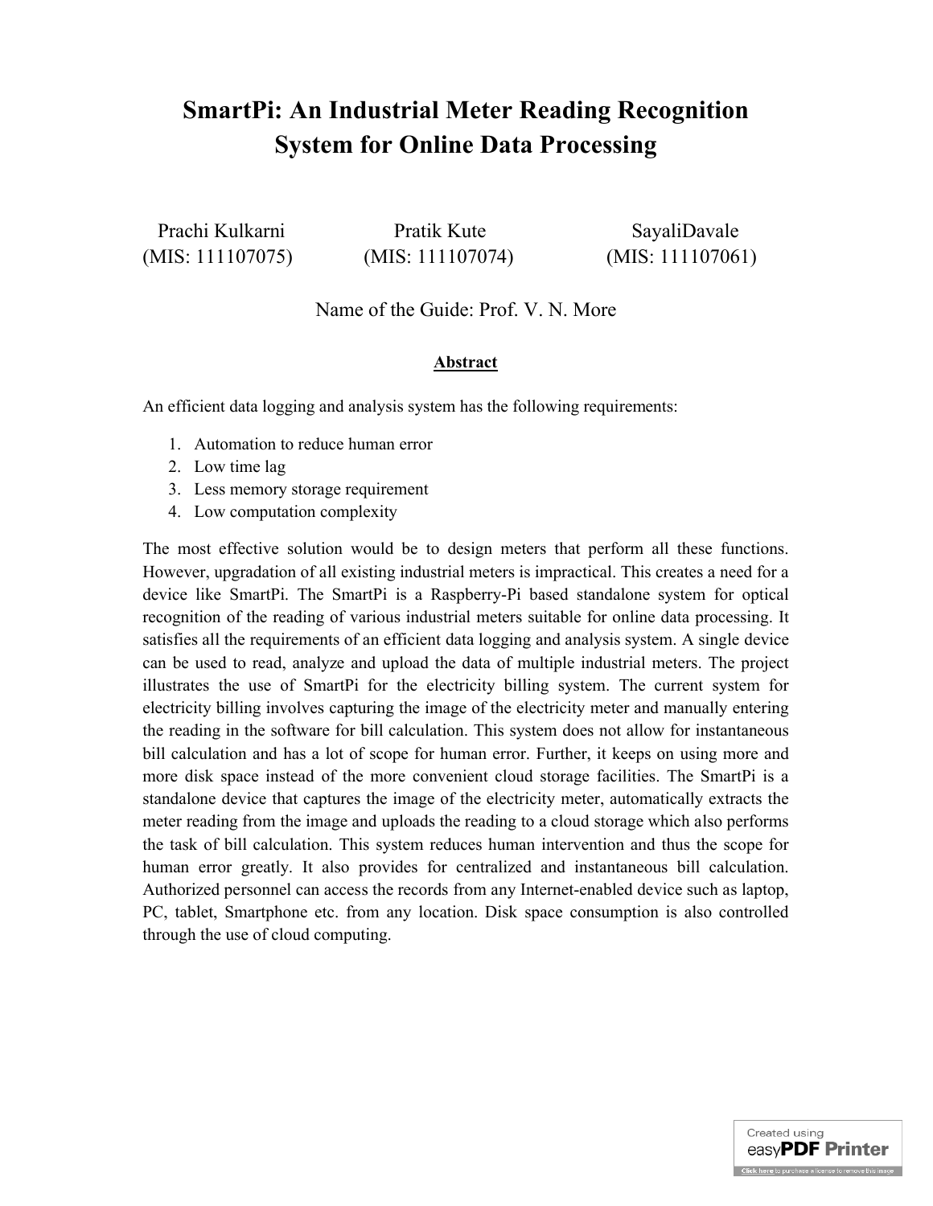# SmartPi: An Industrial Meter Reading Recognition System for Online Data Processing

Prachi Kulkarni (MIS: 111107075)

Pratik Kute (MIS: 111107074)

SayaliDavale (MIS: 111107061)

Name of the Guide: Prof. V. N. More

## Abstract

An efficient data logging and analysis system has the following requirements:

1. Automation to reduce human error
2. Low time lag
3. Less memory storage requirement
4. Low computation complexity

The most effective solution would be to design meters that perform all these functions. However, upgradation of all existing industrial meters is impractical. This creates a need for a device like SmartPi. The SmartPi is a Raspberry-Pi based standalone system for optical recognition of the reading of various industrial meters suitable for online data processing. It satisfies all the requirements of an efficient data logging and analysis system. A single device can be used to read, analyze and upload the data of multiple industrial meters. The project illustrates the use of SmartPi for the electricity billing system. The current system for electricity billing involves capturing the image of the electricity meter and manually entering the reading in the software for bill calculation. This system does not allow for instantaneous bill calculation and has a lot of scope for human error. Further, it keeps on using more and more disk space instead of the more convenient cloud storage facilities. The SmartPi is a standalone device that captures the image of the electricity meter, automatically extracts the meter reading from the image and uploads the reading to a cloud storage which also performs the task of bill calculation. This system reduces human intervention and thus the scope for human error greatly. It also provides for centralized and instantaneous bill calculation. Authorized personnel can access the records from any Internet-enabled device such as laptop, PC, tablet, Smartphone etc. from any location. Disk space consumption is also controlled through the use of cloud computing.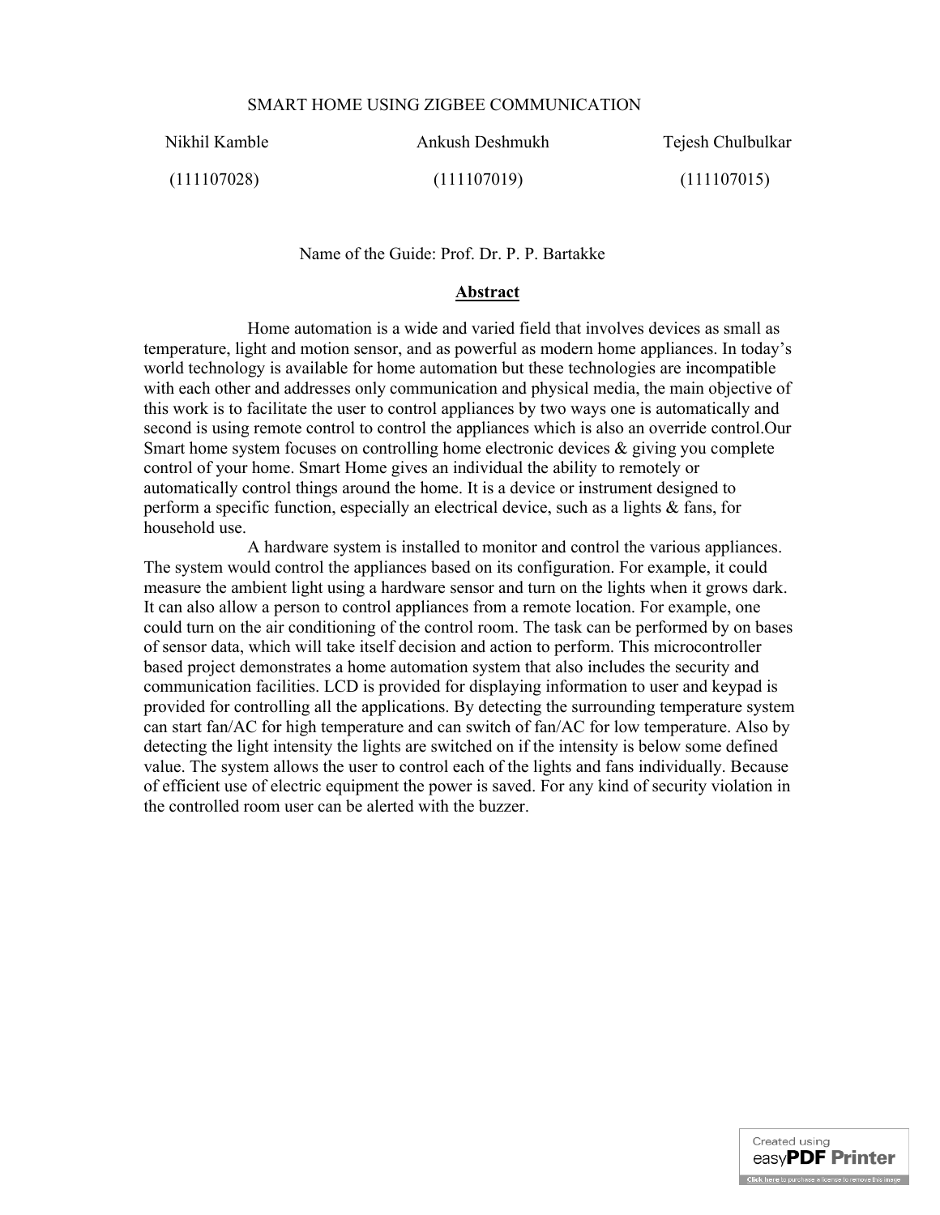# SMART HOME USING ZIGBEE COMMUNICATION

| Nikhil Kamble | Ankush Deshmukh | Tejesh Chulbulkar |
|---|---|---|
| (111107028) | (111107019) | (111107015) |

Name of the Guide: Prof. Dr. P. P. Bartakke

## Abstract

Home automation is a wide and varied field that involves devices as small as temperature, light and motion sensor, and as powerful as modern home appliances. In today's world technology is available for home automation but these technologies are incompatible with each other and addresses only communication and physical media, the main objective of this work is to facilitate the user to control appliances by two ways one is automatically and second is using remote control to control the appliances which is also an override control.Our Smart home system focuses on controlling home electronic devices & giving you complete control of your home. Smart Home gives an individual the ability to remotely or automatically control things around the home. It is a device or instrument designed to perform a specific function, especially an electrical device, such as a lights & fans, for household use.

A hardware system is installed to monitor and control the various appliances. The system would control the appliances based on its configuration. For example, it could measure the ambient light using a hardware sensor and turn on the lights when it grows dark. It can also allow a person to control appliances from a remote location. For example, one could turn on the air conditioning of the control room. The task can be performed by on bases of sensor data, which will take itself decision and action to perform. This microcontroller based project demonstrates a home automation system that also includes the security and communication facilities. LCD is provided for displaying information to user and keypad is provided for controlling all the applications. By detecting the surrounding temperature system can start fan/AC for high temperature and can switch of fan/AC for low temperature. Also by detecting the light intensity the lights are switched on if the intensity is below some defined value. The system allows the user to control each of the lights and fans individually. Because of efficient use of electric equipment the power is saved. For any kind of security violation in the controlled room user can be alerted with the buzzer.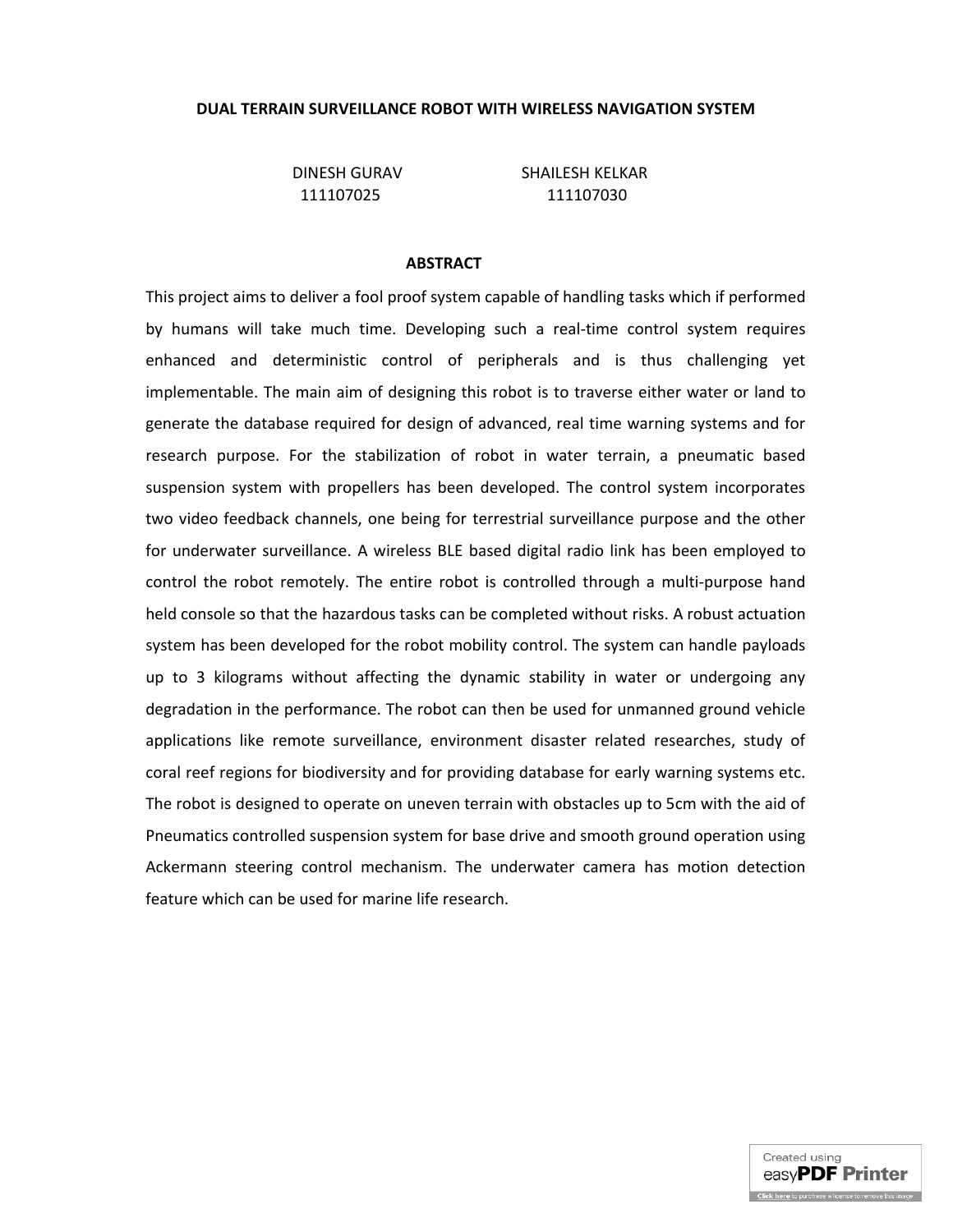# DUAL TERRAIN SURVEILLANCE ROBOT WITH WIRELESS NAVIGATION SYSTEM

DINESH GURAV 111107025

SHAILESH KELKAR 111107030

## ABSTRACT

This project aims to deliver a fool proof system capable of handling tasks which if performed by humans will take much time. Developing such a real-time control system requires enhanced and deterministic control of peripherals and is thus challenging yet implementable. The main aim of designing this robot is to traverse either water or land to generate the database required for design of advanced, real time warning systems and for research purpose. For the stabilization of robot in water terrain, a pneumatic based suspension system with propellers has been developed. The control system incorporates two video feedback channels, one being for terrestrial surveillance purpose and the other for underwater surveillance. A wireless BLE based digital radio link has been employed to control the robot remotely. The entire robot is controlled through a multi-purpose hand held console so that the hazardous tasks can be completed without risks. A robust actuation system has been developed for the robot mobility control. The system can handle payloads up to 3 kilograms without affecting the dynamic stability in water or undergoing any degradation in the performance. The robot can then be used for unmanned ground vehicle applications like remote surveillance, environment disaster related researches, study of coral reef regions for biodiversity and for providing database for early warning systems etc. The robot is designed to operate on uneven terrain with obstacles up to 5cm with the aid of Pneumatics controlled suspension system for base drive and smooth ground operation using Ackermann steering control mechanism. The underwater camera has motion detection feature which can be used for marine life research.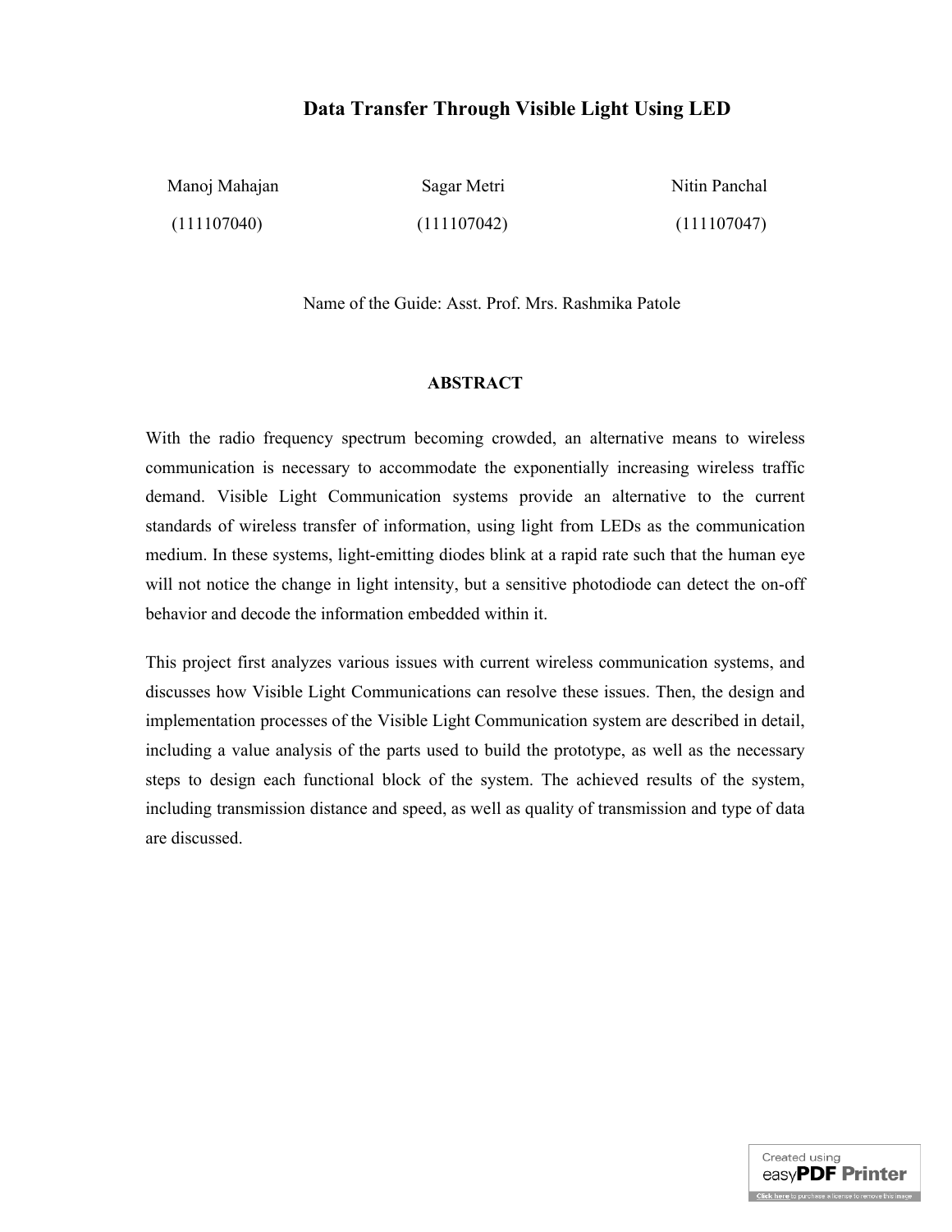# Data Transfer Through Visible Light Using LED

| Manoj Mahajan | Sagar Metri | Nitin Panchal |
|---|---|---|
| (111107040) | (111107042) | (111107047) |

Name of the Guide: Asst. Prof. Mrs. Rashmika Patole

## ABSTRACT

With the radio frequency spectrum becoming crowded, an alternative means to wireless communication is necessary to accommodate the exponentially increasing wireless traffic demand. Visible Light Communication systems provide an alternative to the current standards of wireless transfer of information, using light from LEDs as the communication medium. In these systems, light-emitting diodes blink at a rapid rate such that the human eye will not notice the change in light intensity, but a sensitive photodiode can detect the on-off behavior and decode the information embedded within it.

This project first analyzes various issues with current wireless communication systems, and discusses how Visible Light Communications can resolve these issues. Then, the design and implementation processes of the Visible Light Communication system are described in detail, including a value analysis of the parts used to build the prototype, as well as the necessary steps to design each functional block of the system. The achieved results of the system, including transmission distance and speed, as well as quality of transmission and type of data are discussed.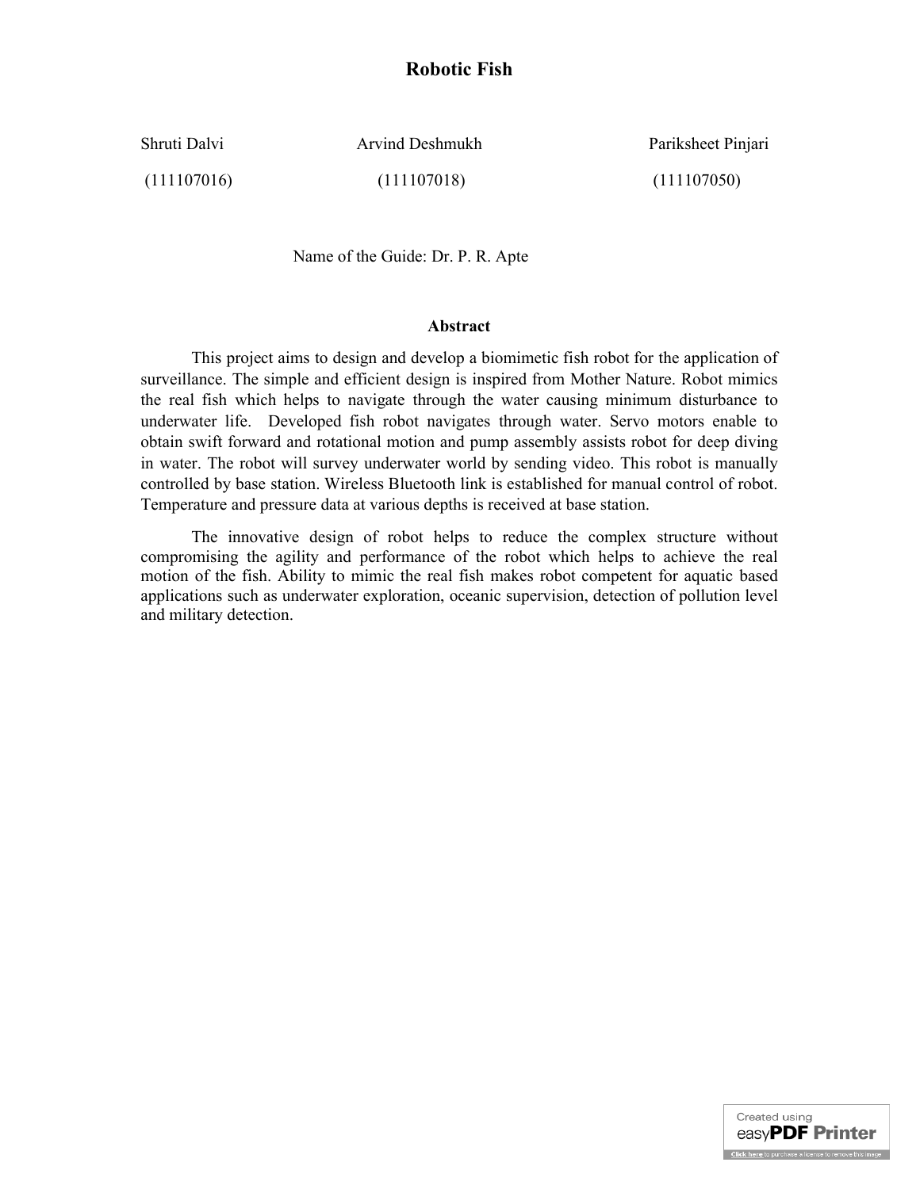# Robotic Fish

| Shruti Dalvi | Arvind Deshmukh | Pariksheet Pinjari |
|---|---|---|
| (111107016) | (111107018) | (111107050) |

Name of the Guide: Dr. P. R. Apte

## Abstract

This project aims to design and develop a biomimetic fish robot for the application of surveillance. The simple and efficient design is inspired from Mother Nature. Robot mimics the real fish which helps to navigate through the water causing minimum disturbance to underwater life. Developed fish robot navigates through water. Servo motors enable to obtain swift forward and rotational motion and pump assembly assists robot for deep diving in water. The robot will survey underwater world by sending video. This robot is manually controlled by base station. Wireless Bluetooth link is established for manual control of robot. Temperature and pressure data at various depths is received at base station.

The innovative design of robot helps to reduce the complex structure without compromising the agility and performance of the robot which helps to achieve the real motion of the fish. Ability to mimic the real fish makes robot competent for aquatic based applications such as underwater exploration, oceanic supervision, detection of pollution level and military detection.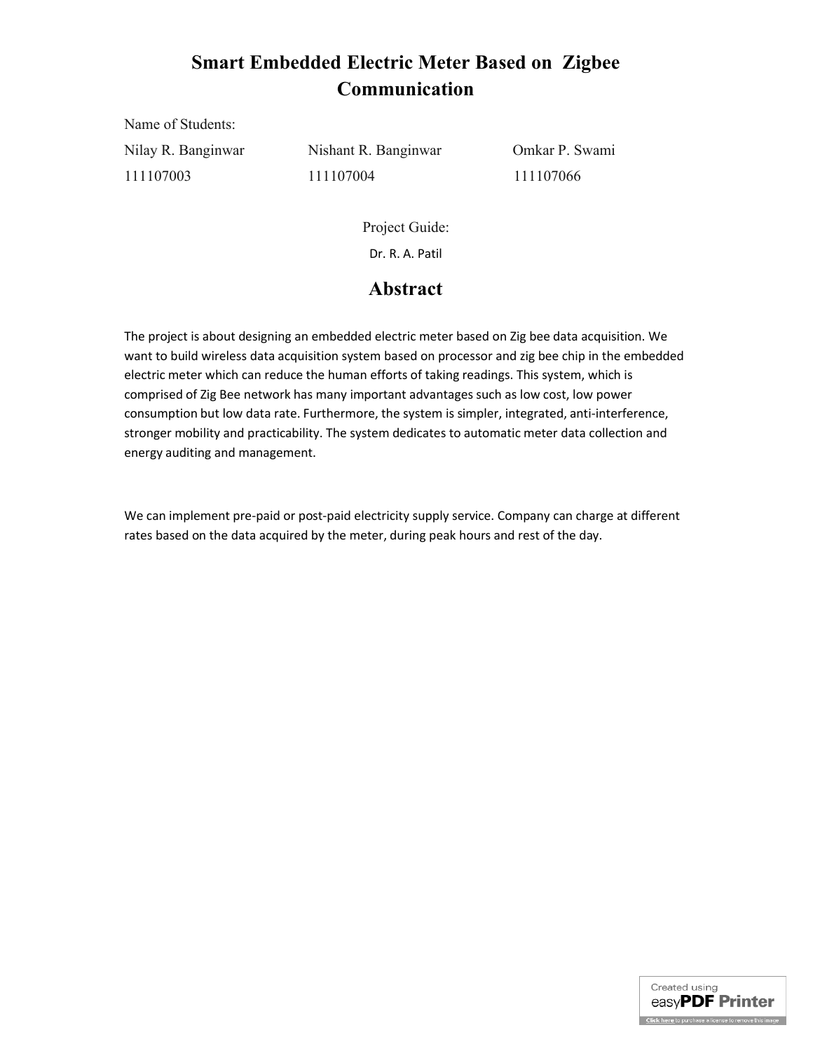# Smart Embedded Electric Meter Based on Zigbee Communication

Name of Students:

| Nilay R. Banginwar | Nishant R. Banginwar | Omkar P. Swami |
|---|---|---|
| 111107003 | 111107004 | 111107066 |

Project Guide:

Dr. R. A. Patil

## Abstract

The project is about designing an embedded electric meter based on Zig bee data acquisition. We want to build wireless data acquisition system based on processor and zig bee chip in the embedded electric meter which can reduce the human efforts of taking readings. This system, which is comprised of Zig Bee network has many important advantages such as low cost, low power consumption but low data rate. Furthermore, the system is simpler, integrated, anti-interference, stronger mobility and practicability. The system dedicates to automatic meter data collection and energy auditing and management.

We can implement pre-paid or post-paid electricity supply service. Company can charge at different rates based on the data acquired by the meter, during peak hours and rest of the day.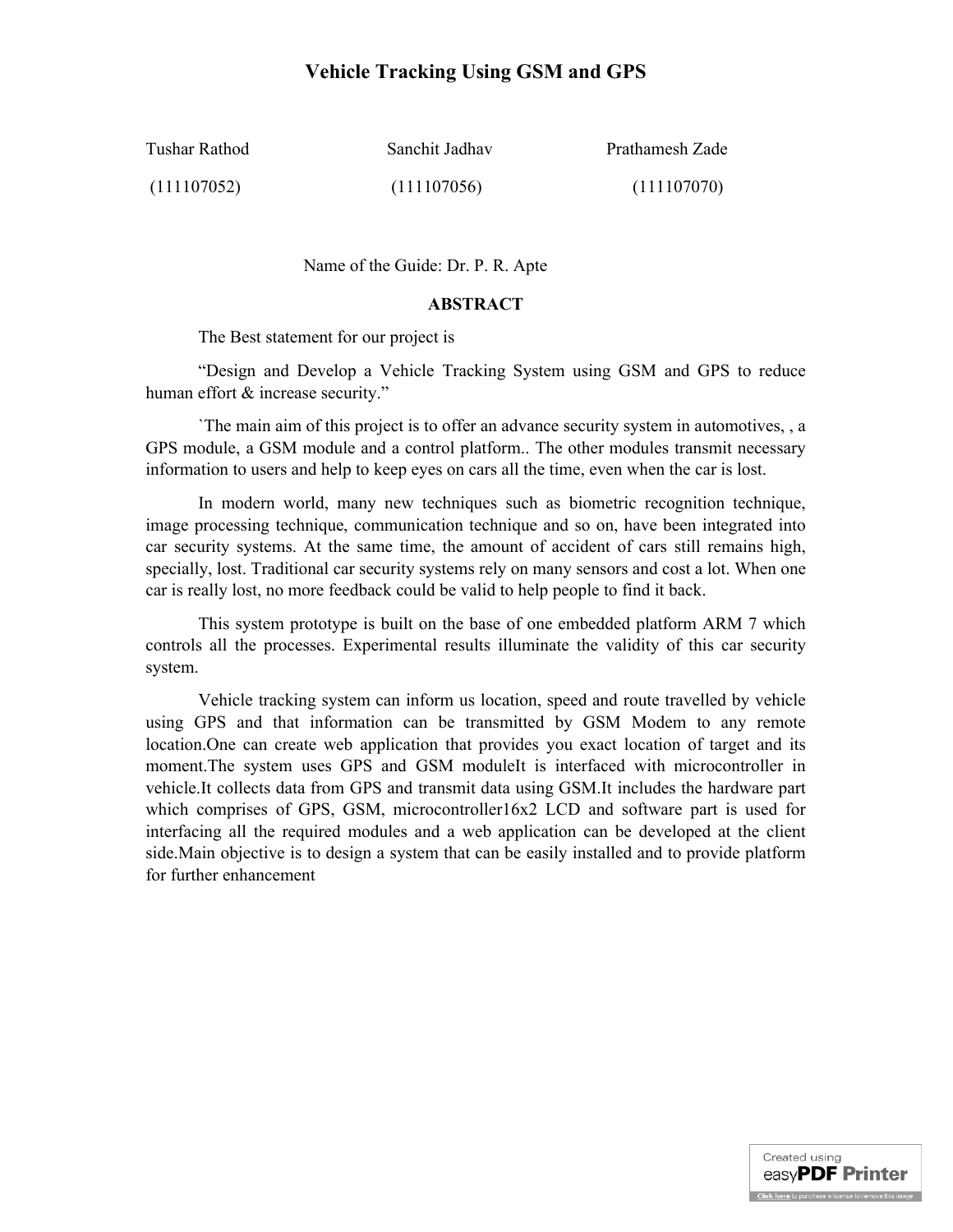# Vehicle Tracking Using GSM and GPS

| Tushar Rathod | Sanchit Jadhav | Prathamesh Zade |
| --- | --- | --- |
| (111107052) | (111107056) | (111107070) |

Name of the Guide: Dr. P. R. Apte

## ABSTRACT

The Best statement for our project is

"Design and Develop a Vehicle Tracking System using GSM and GPS to reduce human effort & increase security."

`The main aim of this project is to offer an advance security system in automotives, , a GPS module, a GSM module and a control platform.. The other modules transmit necessary information to users and help to keep eyes on cars all the time, even when the car is lost.

In modern world, many new techniques such as biometric recognition technique, image processing technique, communication technique and so on, have been integrated into car security systems. At the same time, the amount of accident of cars still remains high, specially, lost. Traditional car security systems rely on many sensors and cost a lot. When one car is really lost, no more feedback could be valid to help people to find it back.

This system prototype is built on the base of one embedded platform ARM 7 which controls all the processes. Experimental results illuminate the validity of this car security system.

Vehicle tracking system can inform us location, speed and route travelled by vehicle using GPS and that information can be transmitted by GSM Modem to any remote location.One can create web application that provides you exact location of target and its moment.The system uses GPS and GSM moduleIt is interfaced with microcontroller in vehicle.It collects data from GPS and transmit data using GSM.It includes the hardware part which comprises of GPS, GSM, microcontroller16x2 LCD and software part is used for interfacing all the required modules and a web application can be developed at the client side.Main objective is to design a system that can be easily installed and to provide platform for further enhancement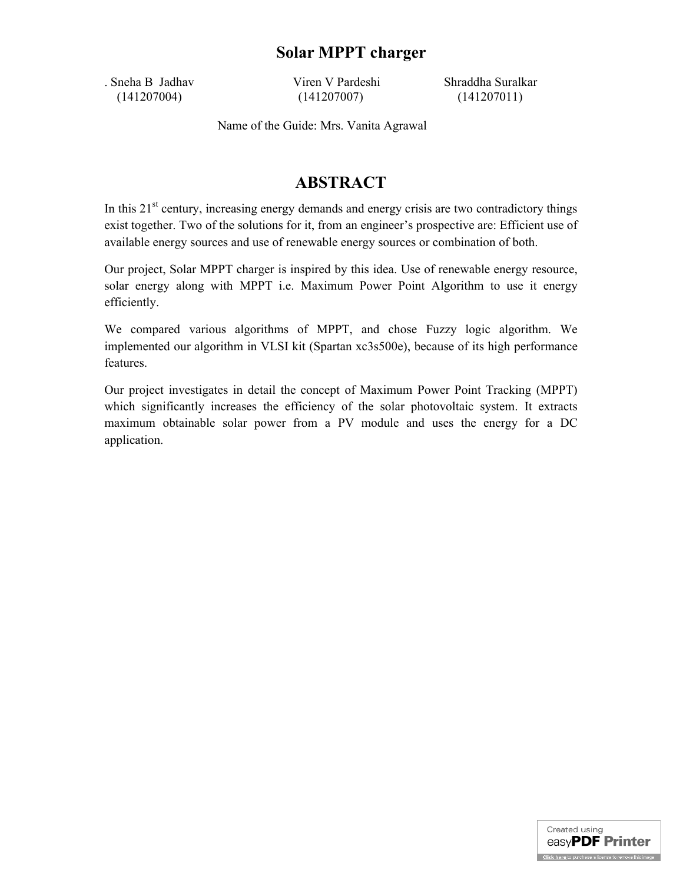# Solar MPPT charger

. Sneha B Jadhav (141207004)

Viren V Pardeshi (141207007)

Shraddha Suralkar (141207011)

Name of the Guide: Mrs. Vanita Agrawal

## ABSTRACT

In this 21$^{st}$ century, increasing energy demands and energy crisis are two contradictory things exist together. Two of the solutions for it, from an engineer's prospective are: Efficient use of available energy sources and use of renewable energy sources or combination of both.

Our project, Solar MPPT charger is inspired by this idea. Use of renewable energy resource, solar energy along with MPPT i.e. Maximum Power Point Algorithm to use it energy efficiently.

We compared various algorithms of MPPT, and chose Fuzzy logic algorithm. We implemented our algorithm in VLSI kit (Spartan xc3s500e), because of its high performance features.

Our project investigates in detail the concept of Maximum Power Point Tracking (MPPT) which significantly increases the efficiency of the solar photovoltaic system. It extracts maximum obtainable solar power from a PV module and uses the energy for a DC application.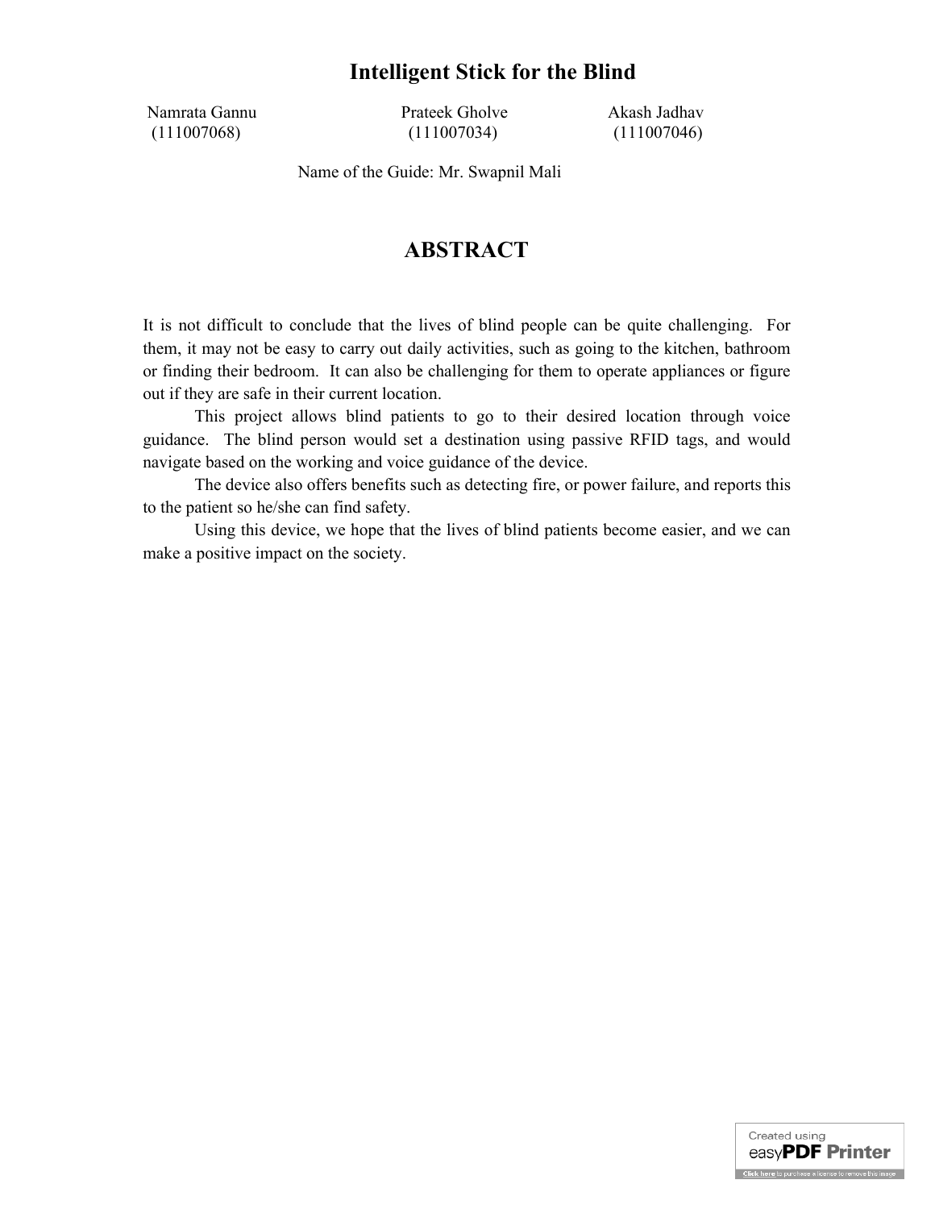# Intelligent Stick for the Blind

Namrata Gannu (111007068)  
Prateek Gholve (111007034)  
Akash Jadhav (111007046)

Name of the Guide: Mr. Swapnil Mali

## ABSTRACT

It is not difficult to conclude that the lives of blind people can be quite challenging. For them, it may not be easy to carry out daily activities, such as going to the kitchen, bathroom or finding their bedroom. It can also be challenging for them to operate appliances or figure out if they are safe in their current location.

This project allows blind patients to go to their desired location through voice guidance. The blind person would set a destination using passive RFID tags, and would navigate based on the working and voice guidance of the device.

The device also offers benefits such as detecting fire, or power failure, and reports this to the patient so he/she can find safety.

Using this device, we hope that the lives of blind patients become easier, and we can make a positive impact on the society.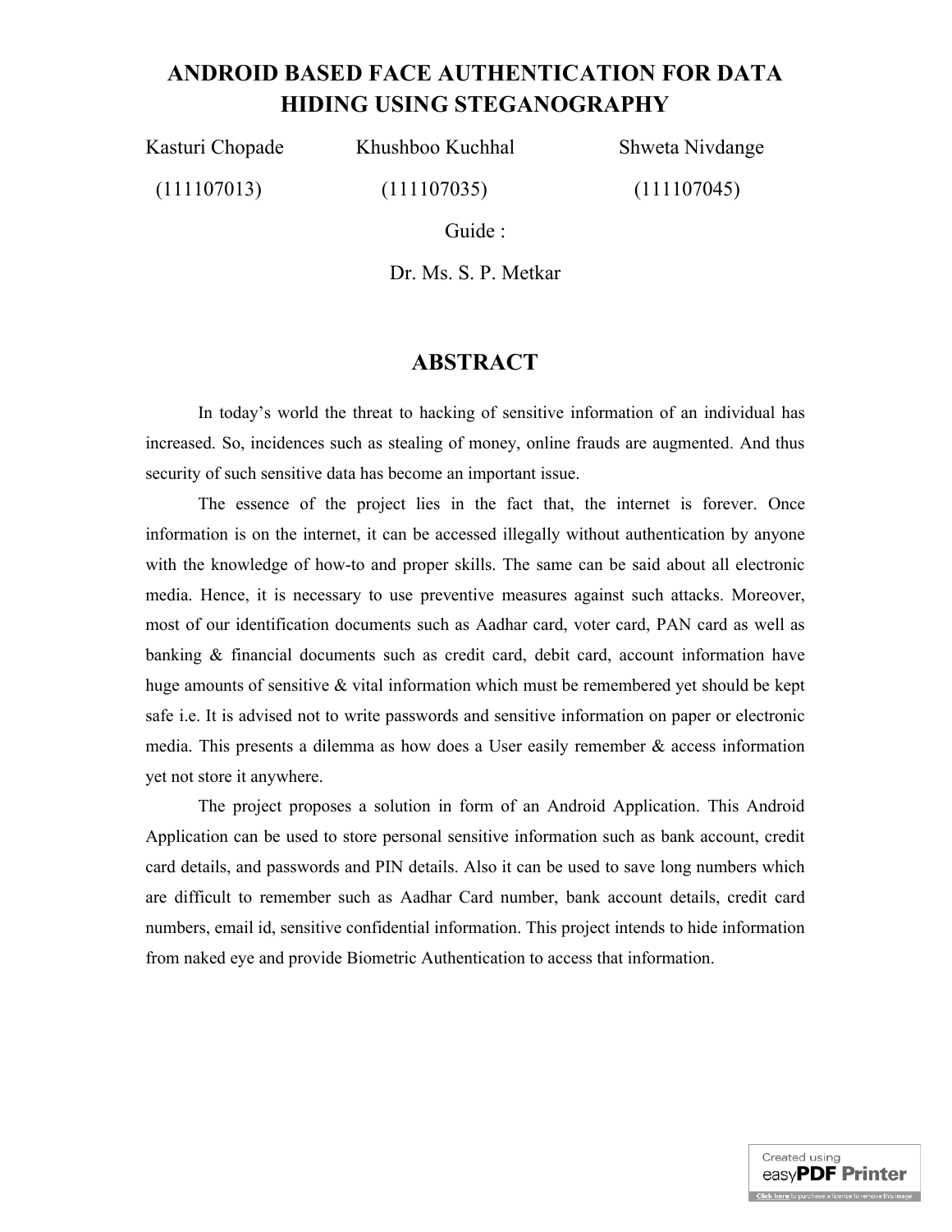# ANDROID BASED FACE AUTHENTICATION FOR DATA HIDING USING STEGANOGRAPHY

| Kasturi Chopade | Khushboo Kuchhal | Shweta Nivdange |
| --- | --- | --- |
| (111107013) | (111107035) | (111107045) |

Guide :

Dr. Ms. S. P. Metkar

## ABSTRACT

In today's world the threat to hacking of sensitive information of an individual has increased. So, incidences such as stealing of money, online frauds are augmented. And thus security of such sensitive data has become an important issue.

The essence of the project lies in the fact that, the internet is forever. Once information is on the internet, it can be accessed illegally without authentication by anyone with the knowledge of how-to and proper skills. The same can be said about all electronic media. Hence, it is necessary to use preventive measures against such attacks. Moreover, most of our identification documents such as Aadhar card, voter card, PAN card as well as banking & financial documents such as credit card, debit card, account information have huge amounts of sensitive & vital information which must be remembered yet should be kept safe i.e. It is advised not to write passwords and sensitive information on paper or electronic media. This presents a dilemma as how does a User easily remember & access information yet not store it anywhere.

The project proposes a solution in form of an Android Application. This Android Application can be used to store personal sensitive information such as bank account, credit card details, and passwords and PIN details. Also it can be used to save long numbers which are difficult to remember such as Aadhar Card number, bank account details, credit card numbers, email id, sensitive confidential information. This project intends to hide information from naked eye and provide Biometric Authentication to access that information.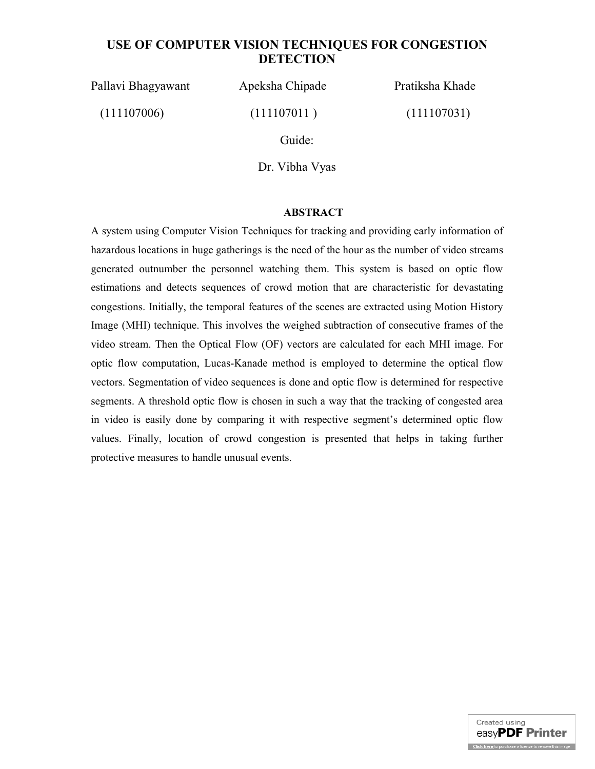# USE OF COMPUTER VISION TECHNIQUES FOR CONGESTION DETECTION

| Pallavi Bhagyawant | Apeksha Chipade | Pratiksha Khade |
| --- | --- | --- |
| (111107006) | (111107011 ) | (111107031) |

Guide:

Dr. Vibha Vyas

## ABSTRACT

A system using Computer Vision Techniques for tracking and providing early information of hazardous locations in huge gatherings is the need of the hour as the number of video streams generated outnumber the personnel watching them. This system is based on optic flow estimations and detects sequences of crowd motion that are characteristic for devastating congestions. Initially, the temporal features of the scenes are extracted using Motion History Image (MHI) technique. This involves the weighed subtraction of consecutive frames of the video stream. Then the Optical Flow (OF) vectors are calculated for each MHI image. For optic flow computation, Lucas-Kanade method is employed to determine the optical flow vectors. Segmentation of video sequences is done and optic flow is determined for respective segments. A threshold optic flow is chosen in such a way that the tracking of congested area in video is easily done by comparing it with respective segment's determined optic flow values. Finally, location of crowd congestion is presented that helps in taking further protective measures to handle unusual events.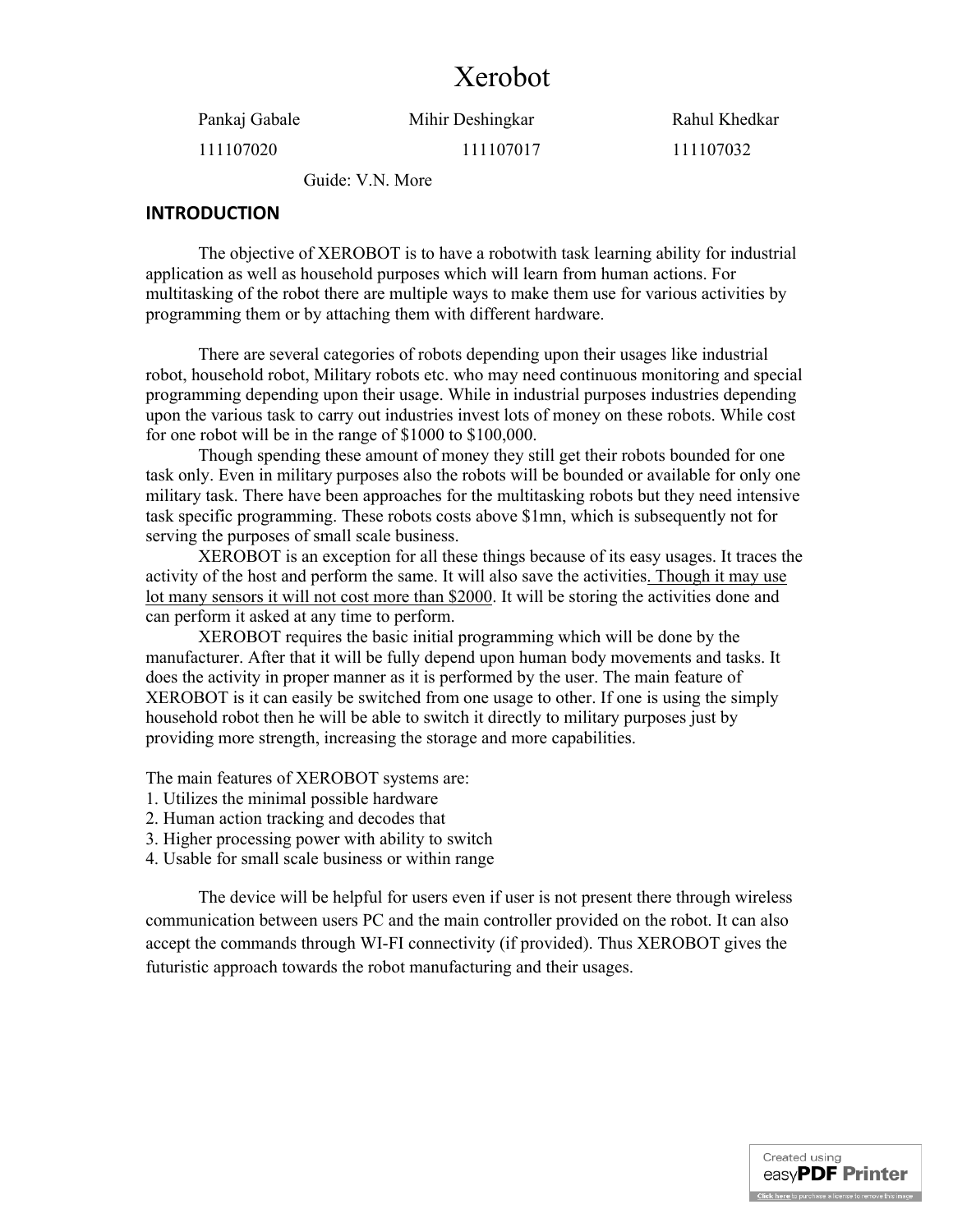# Xerobot

| Pankaj Gabale | Mihir Deshingkar | Rahul Khedkar |
|---|---|---|
| 111107020 | 111107017 | 111107032 |

Guide: V.N. More

## INTRODUCTION

The objective of XEROBOT is to have a robotwith task learning ability for industrial application as well as household purposes which will learn from human actions. For multitasking of the robot there are multiple ways to make them use for various activities by programming them or by attaching them with different hardware.

There are several categories of robots depending upon their usages like industrial robot, household robot, Military robots etc. who may need continuous monitoring and special programming depending upon their usage. While in industrial purposes industries depending upon the various task to carry out industries invest lots of money on these robots. While cost for one robot will be in the range of $1000 to $100,000.

Though spending these amount of money they still get their robots bounded for one task only. Even in military purposes also the robots will be bounded or available for only one military task. There have been approaches for the multitasking robots but they need intensive task specific programming. These robots costs above $1mn, which is subsequently not for serving the purposes of small scale business.

XEROBOT is an exception for all these things because of its easy usages. It traces the activity of the host and perform the same. It will also save the activities. <u>Though it may use lot many sensors it will not cost more than $2000</u>. It will be storing the activities done and can perform it asked at any time to perform.

XEROBOT requires the basic initial programming which will be done by the manufacturer. After that it will be fully depend upon human body movements and tasks. It does the activity in proper manner as it is performed by the user. The main feature of XEROBOT is it can easily be switched from one usage to other. If one is using the simply household robot then he will be able to switch it directly to military purposes just by providing more strength, increasing the storage and more capabilities.

The main features of XEROBOT systems are:

1. Utilizes the minimal possible hardware
2. Human action tracking and decodes that
3. Higher processing power with ability to switch
4. Usable for small scale business or within range

The device will be helpful for users even if user is not present there through wireless communication between users PC and the main controller provided on the robot. It can also accept the commands through WI-FI connectivity (if provided). Thus XEROBOT gives the futuristic approach towards the robot manufacturing and their usages.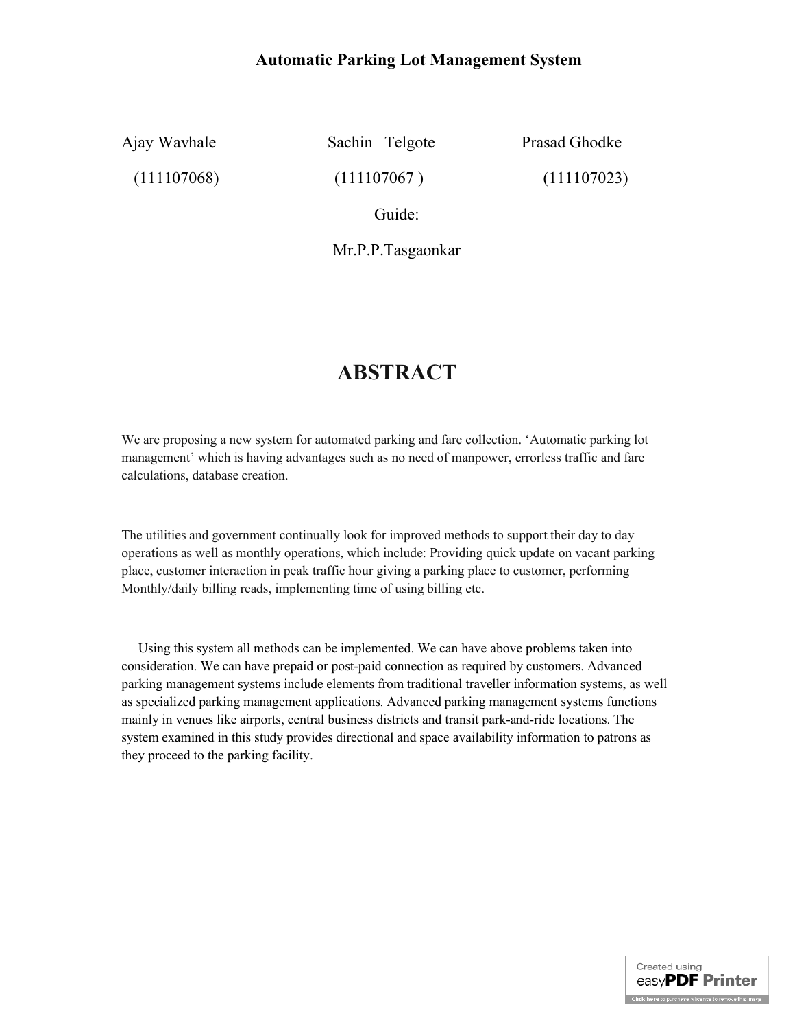**Automatic Parking Lot Management System**

Ajay Wavhale (111107068)

Sachin Telgote (111107067 )

Prasad Ghodke (111107023)

Guide:

Mr.P.P.Tasgaonkar

# ABSTRACT

We are proposing a new system for automated parking and fare collection. 'Automatic parking lot management' which is having advantages such as no need of manpower, errorless traffic and fare calculations, database creation.

The utilities and government continually look for improved methods to support their day to day operations as well as monthly operations, which include: Providing quick update on vacant parking place, customer interaction in peak traffic hour giving a parking place to customer, performing Monthly/daily billing reads, implementing time of using billing etc.

Using this system all methods can be implemented. We can have above problems taken into consideration. We can have prepaid or post-paid connection as required by customers. Advanced parking management systems include elements from traditional traveller information systems, as well as specialized parking management applications. Advanced parking management systems functions mainly in venues like airports, central business districts and transit park-and-ride locations. The system examined in this study provides directional and space availability information to patrons as they proceed to the parking facility.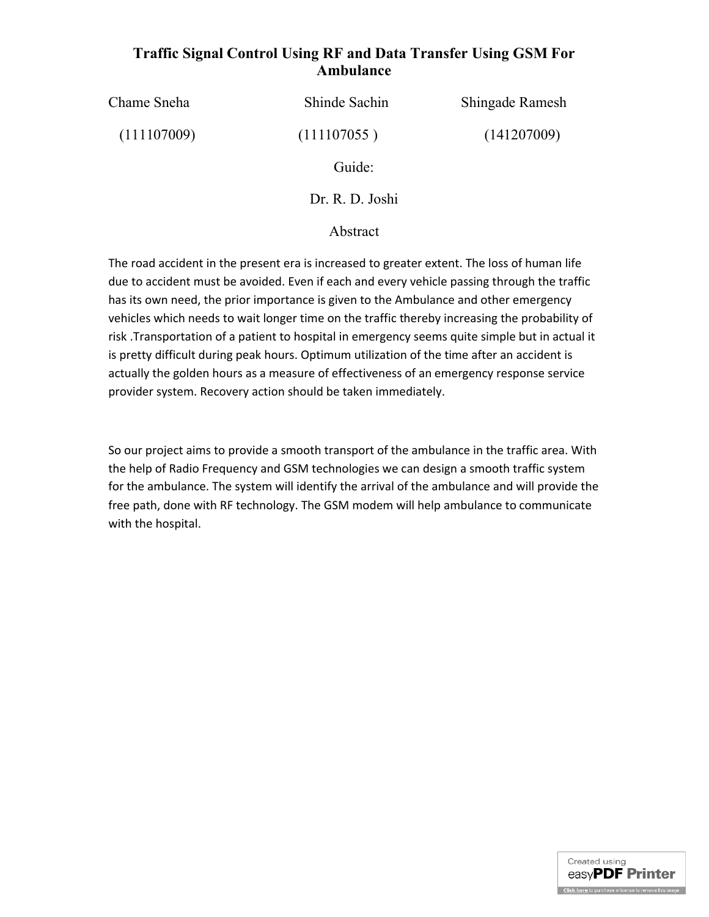# Traffic Signal Control Using RF and Data Transfer Using GSM For Ambulance

| Chame Sneha | Shinde Sachin | Shingade Ramesh |
| --- | --- | --- |
| (111107009) | (111107055 ) | (141207009) |

Guide:

Dr. R. D. Joshi

## Abstract

The road accident in the present era is increased to greater extent. The loss of human life due to accident must be avoided. Even if each and every vehicle passing through the traffic has its own need, the prior importance is given to the Ambulance and other emergency vehicles which needs to wait longer time on the traffic thereby increasing the probability of risk .Transportation of a patient to hospital in emergency seems quite simple but in actual it is pretty difficult during peak hours. Optimum utilization of the time after an accident is actually the golden hours as a measure of effectiveness of an emergency response service provider system. Recovery action should be taken immediately.

So our project aims to provide a smooth transport of the ambulance in the traffic area. With the help of Radio Frequency and GSM technologies we can design a smooth traffic system for the ambulance. The system will identify the arrival of the ambulance and will provide the free path, done with RF technology. The GSM modem will help ambulance to communicate with the hospital.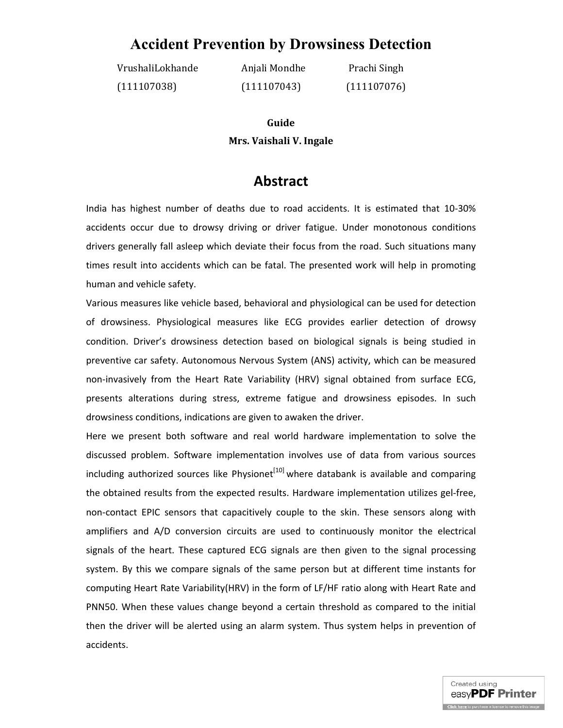# Accident Prevention by Drowsiness Detection

VrushaliLokhande (111107038)    Anjali Mondhe (111107043)    Prachi Singh (111107076)

**Guide**

**Mrs. Vaishali V. Ingale**

## Abstract

India has highest number of deaths due to road accidents. It is estimated that 10-30% accidents occur due to drowsy driving or driver fatigue. Under monotonous conditions drivers generally fall asleep which deviate their focus from the road. Such situations many times result into accidents which can be fatal. The presented work will help in promoting human and vehicle safety.

Various measures like vehicle based, behavioral and physiological can be used for detection of drowsiness. Physiological measures like ECG provides earlier detection of drowsy condition. Driver's drowsiness detection based on biological signals is being studied in preventive car safety. Autonomous Nervous System (ANS) activity, which can be measured non-invasively from the Heart Rate Variability (HRV) signal obtained from surface ECG, presents alterations during stress, extreme fatigue and drowsiness episodes. In such drowsiness conditions, indications are given to awaken the driver.

Here we present both software and real world hardware implementation to solve the discussed problem. Software implementation involves use of data from various sources including authorized sources like Physionet[10] where databank is available and comparing the obtained results from the expected results. Hardware implementation utilizes gel-free, non-contact EPIC sensors that capacitively couple to the skin. These sensors along with amplifiers and A/D conversion circuits are used to continuously monitor the electrical signals of the heart. These captured ECG signals are then given to the signal processing system. By this we compare signals of the same person but at different time instants for computing Heart Rate Variability(HRV) in the form of LF/HF ratio along with Heart Rate and PNN50. When these values change beyond a certain threshold as compared to the initial then the driver will be alerted using an alarm system. Thus system helps in prevention of accidents.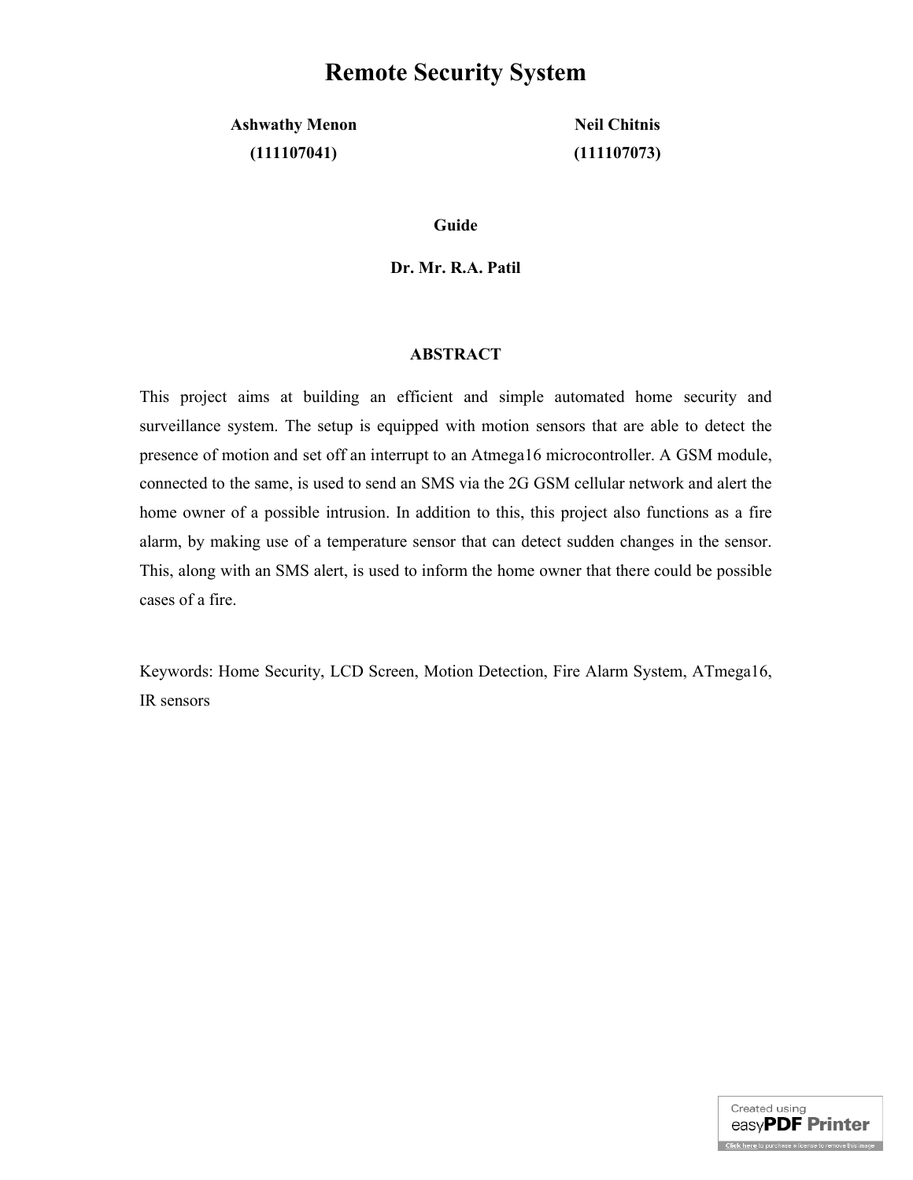# Remote Security System

**Ashwathy Menon** **(111107041)**

**Neil Chitnis** **(111107073)**

**Guide**

**Dr. Mr. R.A. Patil**

**ABSTRACT**

This project aims at building an efficient and simple automated home security and surveillance system. The setup is equipped with motion sensors that are able to detect the presence of motion and set off an interrupt to an Atmega16 microcontroller. A GSM module, connected to the same, is used to send an SMS via the 2G GSM cellular network and alert the home owner of a possible intrusion. In addition to this, this project also functions as a fire alarm, by making use of a temperature sensor that can detect sudden changes in the sensor. This, along with an SMS alert, is used to inform the home owner that there could be possible cases of a fire.

Keywords: Home Security, LCD Screen, Motion Detection, Fire Alarm System, ATmega16, IR sensors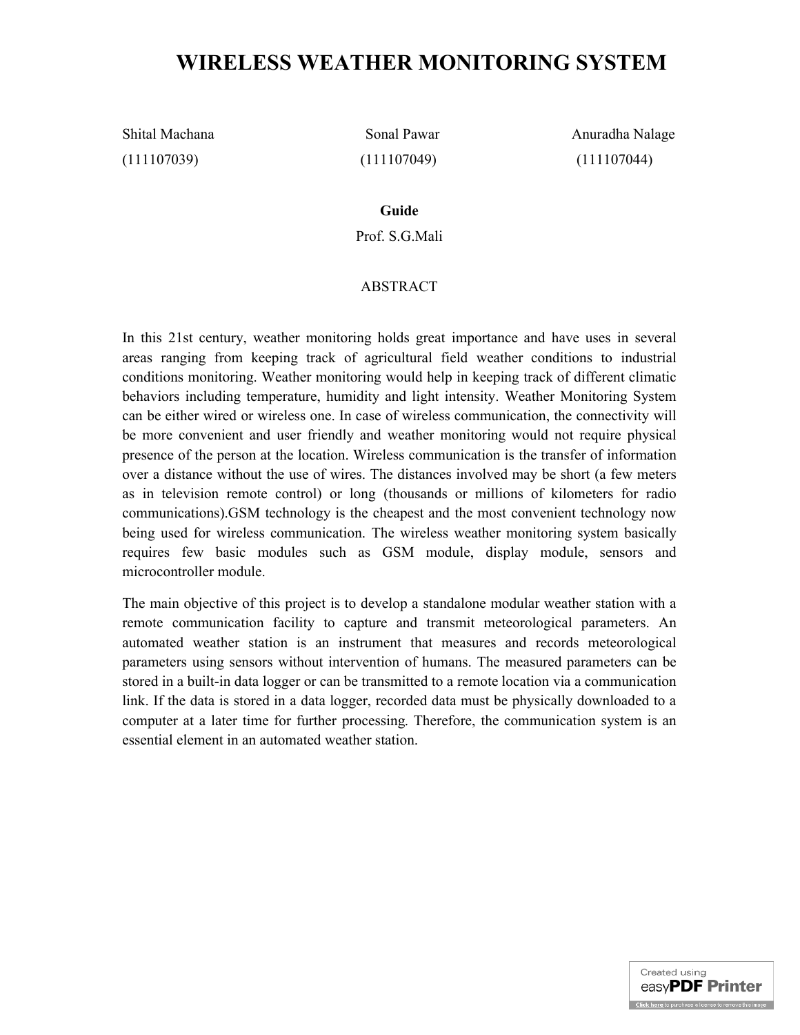# WIRELESS WEATHER MONITORING SYSTEM

Shital Machana (111107039)

Sonal Pawar (111107049)

Anuradha Nalage (111107044)

**Guide**

Prof. S.G.Mali

ABSTRACT

In this 21st century, weather monitoring holds great importance and have uses in several areas ranging from keeping track of agricultural field weather conditions to industrial conditions monitoring. Weather monitoring would help in keeping track of different climatic behaviors including temperature, humidity and light intensity. Weather Monitoring System can be either wired or wireless one. In case of wireless communication, the connectivity will be more convenient and user friendly and weather monitoring would not require physical presence of the person at the location. Wireless communication is the transfer of information over a distance without the use of wires. The distances involved may be short (a few meters as in television remote control) or long (thousands or millions of kilometers for radio communications).GSM technology is the cheapest and the most convenient technology now being used for wireless communication. The wireless weather monitoring system basically requires few basic modules such as GSM module, display module, sensors and microcontroller module.

The main objective of this project is to develop a standalone modular weather station with a remote communication facility to capture and transmit meteorological parameters. An automated weather station is an instrument that measures and records meteorological parameters using sensors without intervention of humans. The measured parameters can be stored in a built-in data logger or can be transmitted to a remote location via a communication link. If the data is stored in a data logger, recorded data must be physically downloaded to a computer at a later time for further processing. Therefore, the communication system is an essential element in an automated weather station.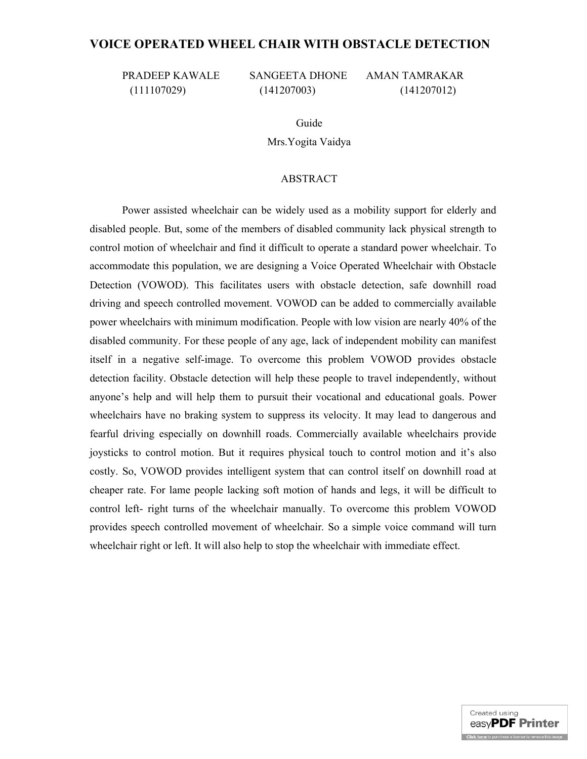# VOICE OPERATED WHEEL CHAIR WITH OBSTACLE DETECTION

PRADEEP KAWALE (111107029) SANGEETA DHONE (141207003) AMAN TAMRAKAR (141207012)

Guide

Mrs.Yogita Vaidya

## ABSTRACT

Power assisted wheelchair can be widely used as a mobility support for elderly and disabled people. But, some of the members of disabled community lack physical strength to control motion of wheelchair and find it difficult to operate a standard power wheelchair. To accommodate this population, we are designing a Voice Operated Wheelchair with Obstacle Detection (VOWOD). This facilitates users with obstacle detection, safe downhill road driving and speech controlled movement. VOWOD can be added to commercially available power wheelchairs with minimum modification. People with low vision are nearly 40% of the disabled community. For these people of any age, lack of independent mobility can manifest itself in a negative self-image. To overcome this problem VOWOD provides obstacle detection facility. Obstacle detection will help these people to travel independently, without anyone's help and will help them to pursuit their vocational and educational goals. Power wheelchairs have no braking system to suppress its velocity. It may lead to dangerous and fearful driving especially on downhill roads. Commercially available wheelchairs provide joysticks to control motion. But it requires physical touch to control motion and it's also costly. So, VOWOD provides intelligent system that can control itself on downhill road at cheaper rate. For lame people lacking soft motion of hands and legs, it will be difficult to control left- right turns of the wheelchair manually. To overcome this problem VOWOD provides speech controlled movement of wheelchair. So a simple voice command will turn wheelchair right or left. It will also help to stop the wheelchair with immediate effect.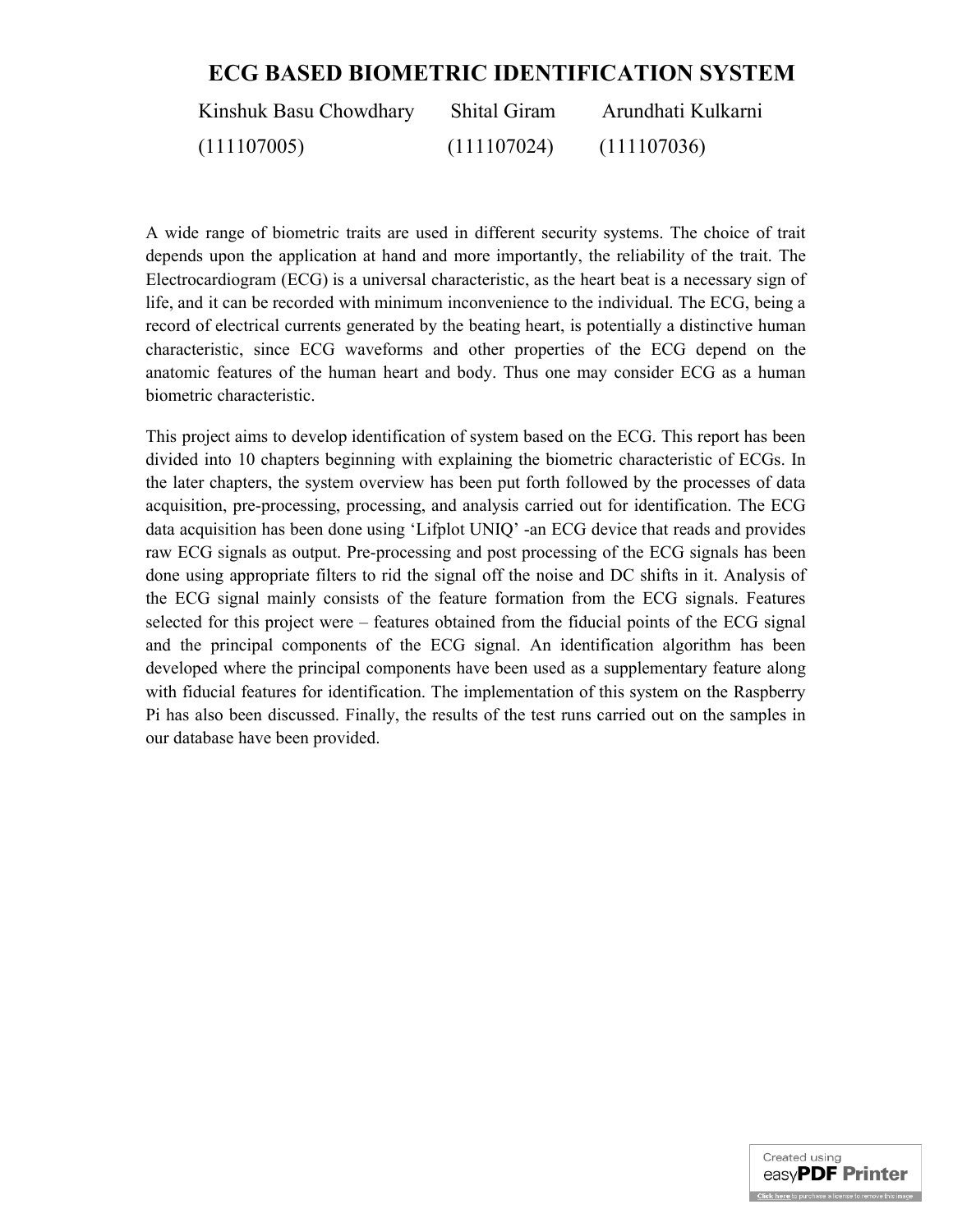# ECG BASED BIOMETRIC IDENTIFICATION SYSTEM

Kinshuk Basu Chowdhary (111107005) Shital Giram (111107024) Arundhati Kulkarni (111107036)

A wide range of biometric traits are used in different security systems. The choice of trait depends upon the application at hand and more importantly, the reliability of the trait. The Electrocardiogram (ECG) is a universal characteristic, as the heart beat is a necessary sign of life, and it can be recorded with minimum inconvenience to the individual. The ECG, being a record of electrical currents generated by the beating heart, is potentially a distinctive human characteristic, since ECG waveforms and other properties of the ECG depend on the anatomic features of the human heart and body. Thus one may consider ECG as a human biometric characteristic.

This project aims to develop identification of system based on the ECG. This report has been divided into 10 chapters beginning with explaining the biometric characteristic of ECGs. In the later chapters, the system overview has been put forth followed by the processes of data acquisition, pre-processing, processing, and analysis carried out for identification. The ECG data acquisition has been done using 'Lifplot UNIQ' -an ECG device that reads and provides raw ECG signals as output. Pre-processing and post processing of the ECG signals has been done using appropriate filters to rid the signal off the noise and DC shifts in it. Analysis of the ECG signal mainly consists of the feature formation from the ECG signals. Features selected for this project were – features obtained from the fiducial points of the ECG signal and the principal components of the ECG signal. An identification algorithm has been developed where the principal components have been used as a supplementary feature along with fiducial features for identification. The implementation of this system on the Raspberry Pi has also been discussed. Finally, the results of the test runs carried out on the samples in our database have been provided.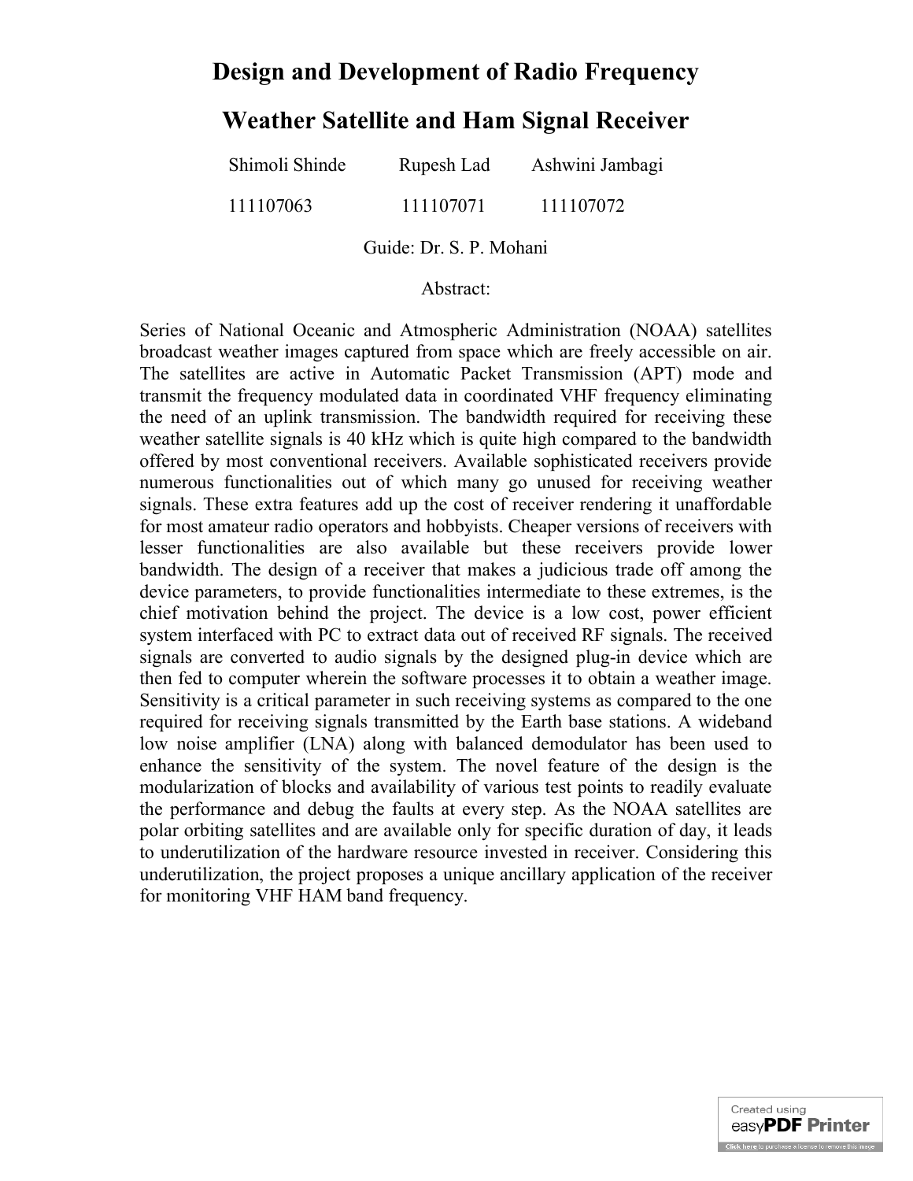# Design and Development of Radio Frequency Weather Satellite and Ham Signal Receiver

Shimoli Shinde 111107063

Rupesh Lad 111107071

Ashwini Jambagi 111107072

Guide: Dr. S. P. Mohani

Abstract:

Series of National Oceanic and Atmospheric Administration (NOAA) satellites broadcast weather images captured from space which are freely accessible on air. The satellites are active in Automatic Packet Transmission (APT) mode and transmit the frequency modulated data in coordinated VHF frequency eliminating the need of an uplink transmission. The bandwidth required for receiving these weather satellite signals is 40 kHz which is quite high compared to the bandwidth offered by most conventional receivers. Available sophisticated receivers provide numerous functionalities out of which many go unused for receiving weather signals. These extra features add up the cost of receiver rendering it unaffordable for most amateur radio operators and hobbyists. Cheaper versions of receivers with lesser functionalities are also available but these receivers provide lower bandwidth. The design of a receiver that makes a judicious trade off among the device parameters, to provide functionalities intermediate to these extremes, is the chief motivation behind the project. The device is a low cost, power efficient system interfaced with PC to extract data out of received RF signals. The received signals are converted to audio signals by the designed plug-in device which are then fed to computer wherein the software processes it to obtain a weather image. Sensitivity is a critical parameter in such receiving systems as compared to the one required for receiving signals transmitted by the Earth base stations. A wideband low noise amplifier (LNA) along with balanced demodulator has been used to enhance the sensitivity of the system. The novel feature of the design is the modularization of blocks and availability of various test points to readily evaluate the performance and debug the faults at every step. As the NOAA satellites are polar orbiting satellites and are available only for specific duration of day, it leads to underutilization of the hardware resource invested in receiver. Considering this underutilization, the project proposes a unique ancillary application of the receiver for monitoring VHF HAM band frequency.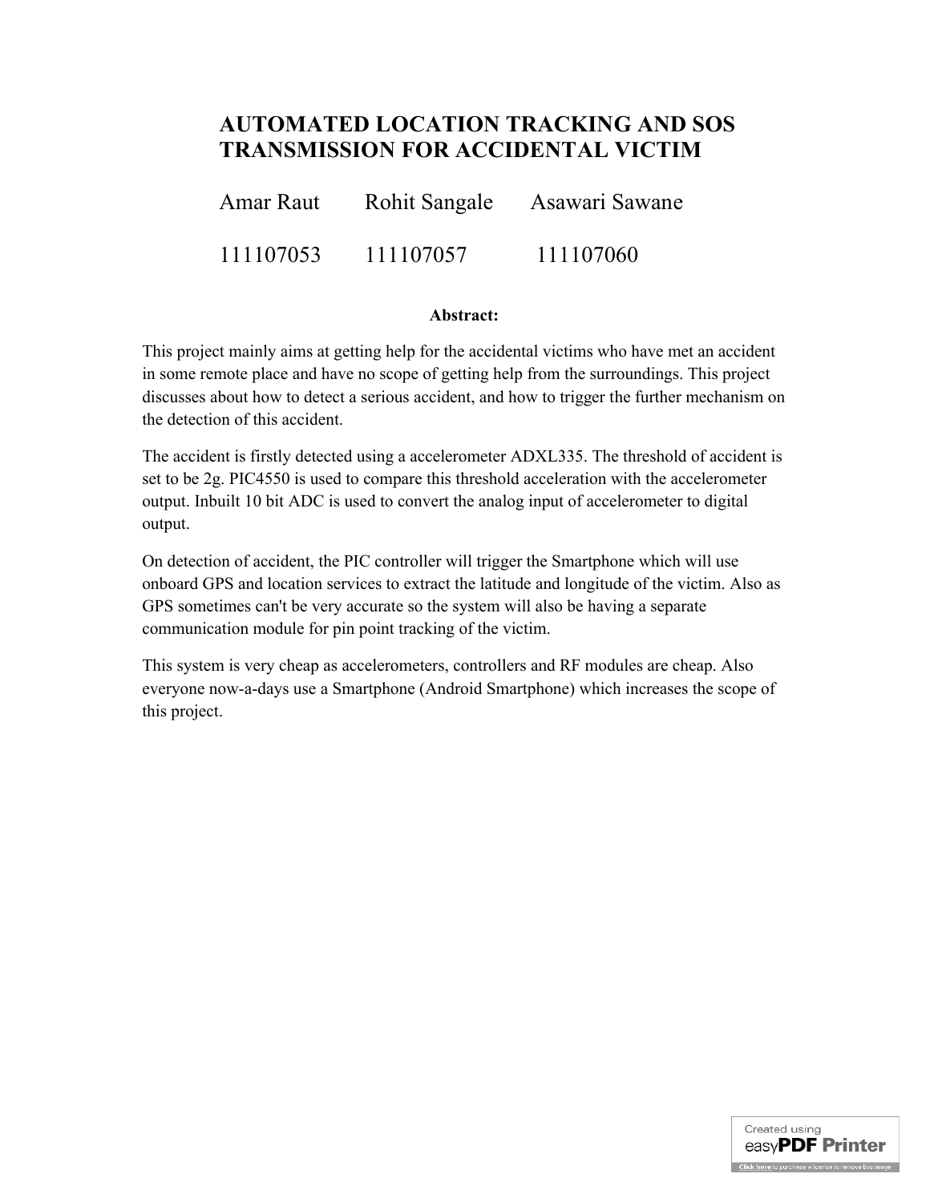# AUTOMATED LOCATION TRACKING AND SOS TRANSMISSION FOR ACCIDENTAL VICTIM

| Amar Raut | Rohit Sangale | Asawari Sawane |
|---|---|---|
| 111107053 | 111107057 | 111107060 |

**Abstract:**

This project mainly aims at getting help for the accidental victims who have met an accident in some remote place and have no scope of getting help from the surroundings. This project discusses about how to detect a serious accident, and how to trigger the further mechanism on the detection of this accident.

The accident is firstly detected using a accelerometer ADXL335. The threshold of accident is set to be 2g. PIC4550 is used to compare this threshold acceleration with the accelerometer output. Inbuilt 10 bit ADC is used to convert the analog input of accelerometer to digital output.

On detection of accident, the PIC controller will trigger the Smartphone which will use onboard GPS and location services to extract the latitude and longitude of the victim. Also as GPS sometimes can't be very accurate so the system will also be having a separate communication module for pin point tracking of the victim.

This system is very cheap as accelerometers, controllers and RF modules are cheap. Also everyone now-a-days use a Smartphone (Android Smartphone) which increases the scope of this project.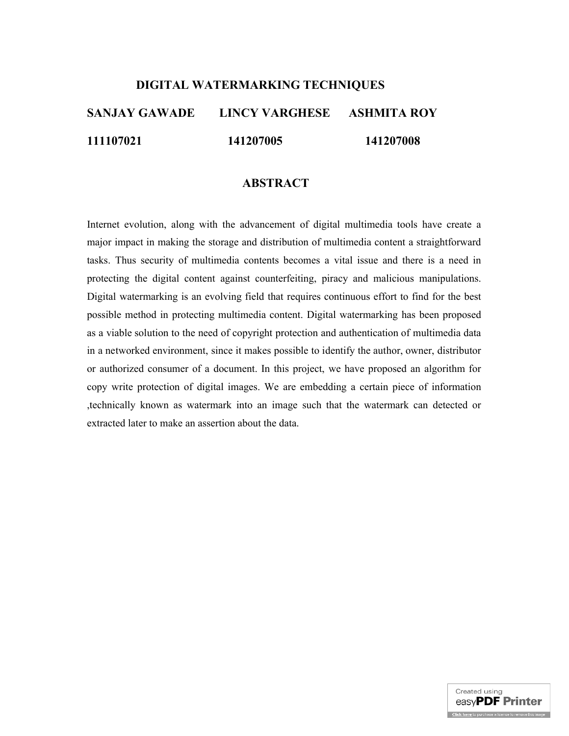# DIGITAL WATERMARKING TECHNIQUES

**SANJAY GAWADE LINCY VARGHESE ASHMITA ROY**

**111107021 141207005 141207008**

## ABSTRACT

Internet evolution, along with the advancement of digital multimedia tools have create a major impact in making the storage and distribution of multimedia content a straightforward tasks. Thus security of multimedia contents becomes a vital issue and there is a need in protecting the digital content against counterfeiting, piracy and malicious manipulations. Digital watermarking is an evolving field that requires continuous effort to find for the best possible method in protecting multimedia content. Digital watermarking has been proposed as a viable solution to the need of copyright protection and authentication of multimedia data in a networked environment, since it makes possible to identify the author, owner, distributor or authorized consumer of a document. In this project, we have proposed an algorithm for copy write protection of digital images. We are embedding a certain piece of information ,technically known as watermark into an image such that the watermark can detected or extracted later to make an assertion about the data.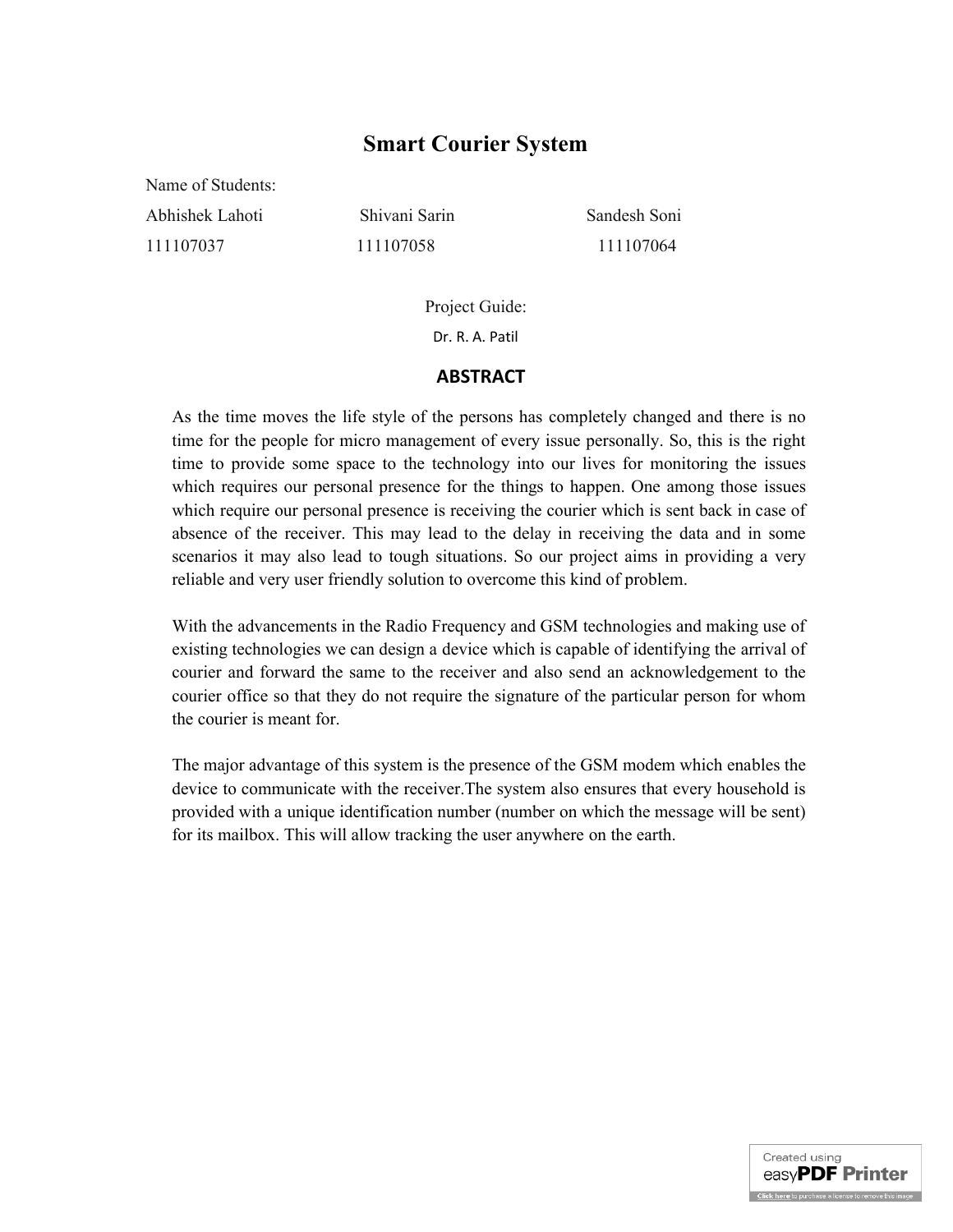# Smart Courier System

Name of Students:

| Abhishek Lahoti | Shivani Sarin | Sandesh Soni |
| --- | --- | --- |
| 111107037 | 111107058 | 111107064 |

Project Guide:

Dr. R. A. Patil

## ABSTRACT

As the time moves the life style of the persons has completely changed and there is no time for the people for micro management of every issue personally. So, this is the right time to provide some space to the technology into our lives for monitoring the issues which requires our personal presence for the things to happen. One among those issues which require our personal presence is receiving the courier which is sent back in case of absence of the receiver. This may lead to the delay in receiving the data and in some scenarios it may also lead to tough situations. So our project aims in providing a very reliable and very user friendly solution to overcome this kind of problem.

With the advancements in the Radio Frequency and GSM technologies and making use of existing technologies we can design a device which is capable of identifying the arrival of courier and forward the same to the receiver and also send an acknowledgement to the courier office so that they do not require the signature of the particular person for whom the courier is meant for.

The major advantage of this system is the presence of the GSM modem which enables the device to communicate with the receiver.The system also ensures that every household is provided with a unique identification number (number on which the message will be sent) for its mailbox. This will allow tracking the user anywhere on the earth.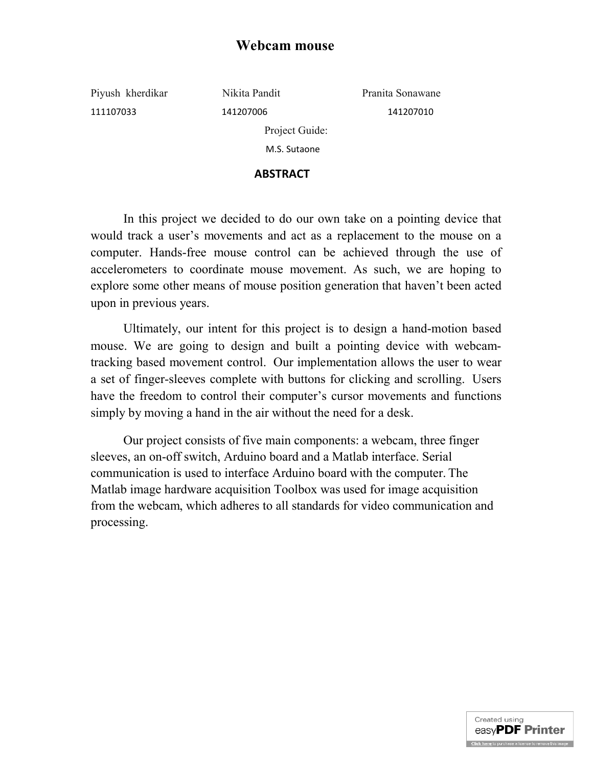# Webcam mouse

Piyush kherdikar    Nikita Pandit    Pranita Sonawane

111107033    141207006    141207010

Project Guide:

M.S. Sutaone

## ABSTRACT

In this project we decided to do our own take on a pointing device that would track a user's movements and act as a replacement to the mouse on a computer. Hands-free mouse control can be achieved through the use of accelerometers to coordinate mouse movement. As such, we are hoping to explore some other means of mouse position generation that haven't been acted upon in previous years.

Ultimately, our intent for this project is to design a hand-motion based mouse. We are going to design and built a pointing device with webcam-tracking based movement control. Our implementation allows the user to wear a set of finger-sleeves complete with buttons for clicking and scrolling. Users have the freedom to control their computer's cursor movements and functions simply by moving a hand in the air without the need for a desk.

Our project consists of five main components: a webcam, three finger sleeves, an on-off switch, Arduino board and a Matlab interface. Serial communication is used to interface Arduino board with the computer. The Matlab image hardware acquisition Toolbox was used for image acquisition from the webcam, which adheres to all standards for video communication and processing.